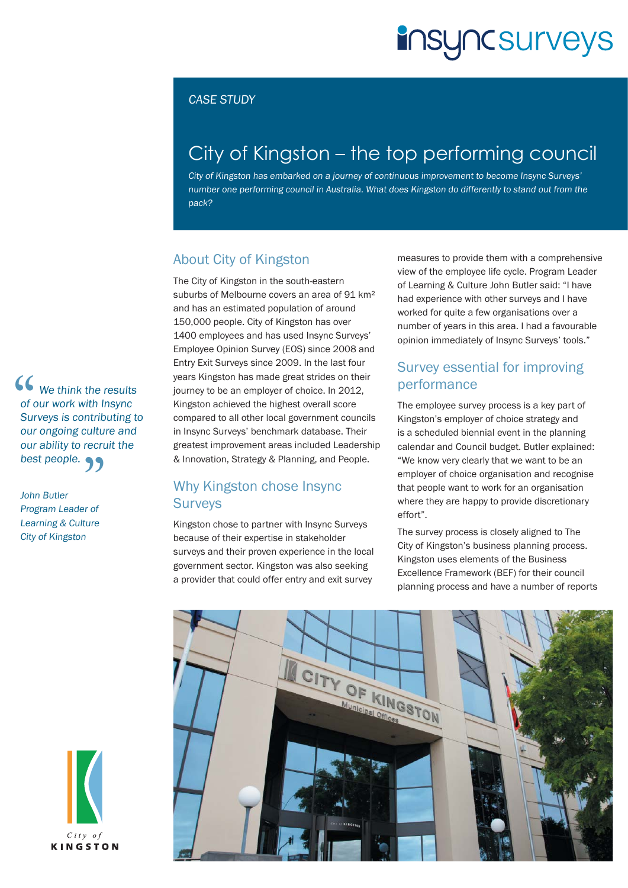*CASE STUDY*

# City of Kingston – the top performing council

*City of Kingston has embarked on a journey of continuous improvement to become Insync Surveys' number one performing council in Australia. What does Kingston do differently to stand out from the pack?*

> *"We think the results of our work with Insync Surveys is contributing to our ongoing culture and our ability to recruit the best people."*
>
> *John Butler*
> *Program Leader of Learning & Culture*
> *City of Kingston*

## About City of Kingston

The City of Kingston in the south-eastern suburbs of Melbourne covers an area of 91 km² and has an estimated population of around 150,000 people. City of Kingston has over 1400 employees and has used Insync Surveys' Employee Opinion Survey (EOS) since 2008 and Entry Exit Surveys since 2009. In the last four years Kingston has made great strides on their journey to be an employer of choice. In 2012, Kingston achieved the highest overall score compared to all other local government councils in Insync Surveys' benchmark database. Their greatest improvement areas included Leadership & Innovation, Strategy & Planning, and People.

## Why Kingston chose Insync Surveys

Kingston chose to partner with Insync Surveys because of their expertise in stakeholder surveys and their proven experience in the local government sector. Kingston was also seeking a provider that could offer entry and exit survey measures to provide them with a comprehensive view of the employee life cycle. Program Leader of Learning & Culture John Butler said: "I have had experience with other surveys and I have worked for quite a few organisations over a number of years in this area. I had a favourable opinion immediately of Insync Surveys' tools."

## Survey essential for improving performance

The employee survey process is a key part of Kingston's employer of choice strategy and is a scheduled biennial event in the planning calendar and Council budget. Butler explained: "We know very clearly that we want to be an employer of choice organisation and recognise that people want to work for an organisation where they are happy to provide discretionary effort".

The survey process is closely aligned to The City of Kingston's business planning process. Kingston uses elements of the Business Excellence Framework (BEF) for their council planning process and have a number of reports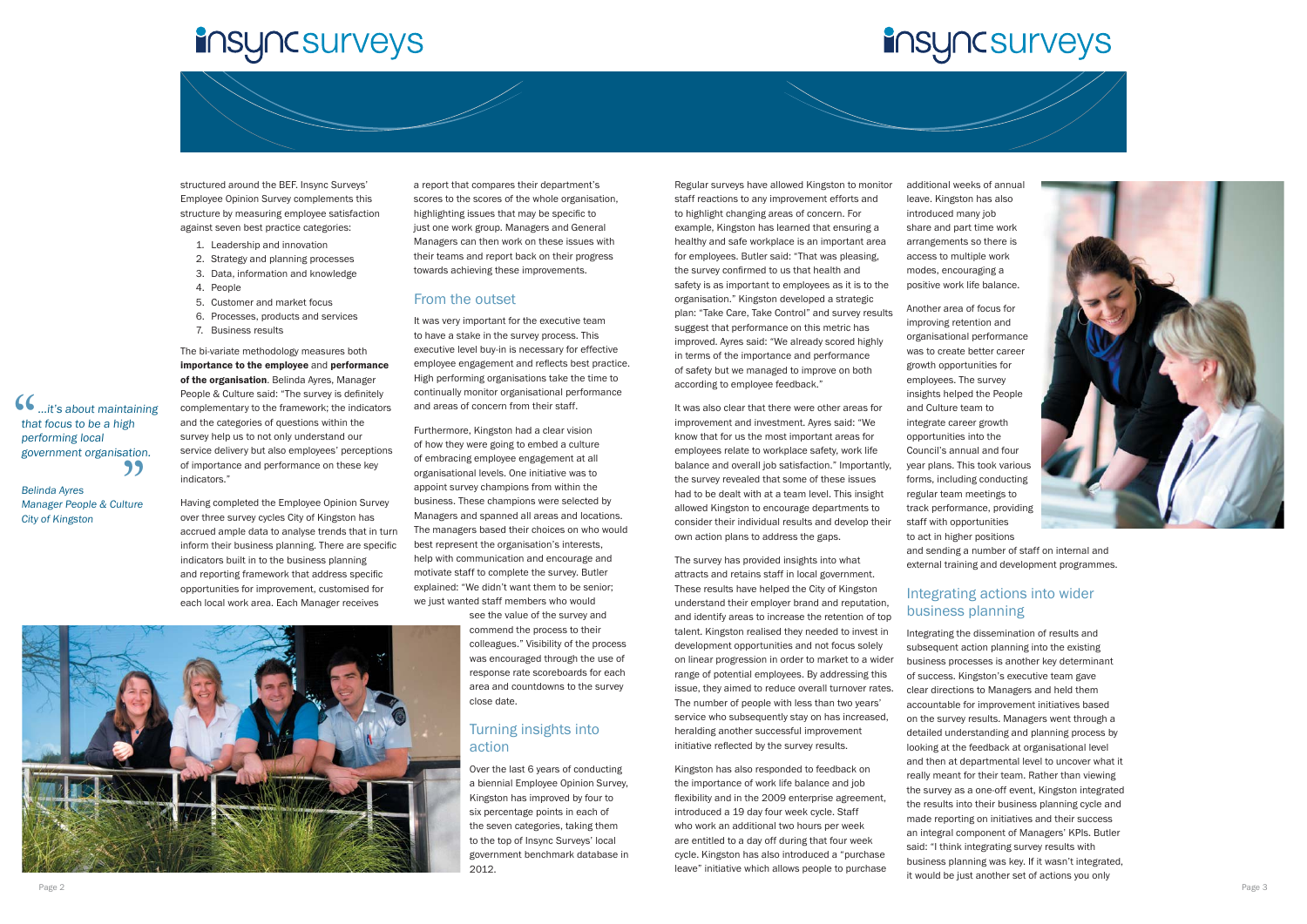structured around the BEF. Insync Surveys' Employee Opinion Survey complements this structure by measuring employee satisfaction against seven best practice categories:

1. Leadership and innovation
2. Strategy and planning processes
3. Data, information and knowledge
4. People
5. Customer and market focus
6. Processes, products and services
7. Business results

The bi-variate methodology measures both **importance to the employee** and **performance of the organisation**. Belinda Ayres, Manager People & Culture said: "The survey is definitely complementary to the framework; the indicators and the categories of questions within the survey help us to not only understand our service delivery but also employees' perceptions of importance and performance on these key indicators."

> *"...it's about maintaining that focus to be a high performing local government organisation."*
>
> *Belinda Ayres*
> *Manager People & Culture*
> *City of Kingston*

Having completed the Employee Opinion Survey over three survey cycles City of Kingston has accrued ample data to analyse trends that in turn inform their business planning. There are specific indicators built in to the business planning and reporting framework that address specific opportunities for improvement, customised for each local work area. Each Manager receives a report that compares their department's scores to the scores of the whole organisation, highlighting issues that may be specific to just one work group. Managers and General Managers can then work on these issues with their teams and report back on their progress towards achieving these improvements.

## From the outset

It was very important for the executive team to have a stake in the survey process. This executive level buy-in is necessary for effective employee engagement and reflects best practice. High performing organisations take the time to continually monitor organisational performance and areas of concern from their staff.

Furthermore, Kingston had a clear vision of how they were going to embed a culture of embracing employee engagement at all organisational levels. One initiative was to appoint survey champions from within the business. These champions were selected by Managers and spanned all areas and locations. The managers based their choices on who would best represent the organisation's interests, help with communication and encourage and motivate staff to complete the survey. Butler explained: "We didn't want them to be senior; we just wanted staff members who would see the value of the survey and commend the process to their colleagues." Visibility of the process was encouraged through the use of response rate scoreboards for each area and countdowns to the survey close date.

## Turning insights into action

Over the last 6 years of conducting a biennial Employee Opinion Survey, Kingston has improved by four to six percentage points in each of the seven categories, taking them to the top of Insync Surveys' local government benchmark database in 2012.

Regular surveys have allowed Kingston to monitor staff reactions to any improvement efforts and to highlight changing areas of concern. For example, Kingston has learned that ensuring a healthy and safe workplace is an important area for employees. Butler said: "That was pleasing, the survey confirmed to us that health and safety is as important to employees as it is to the organisation." Kingston developed a strategic plan: "Take Care, Take Control" and survey results suggest that performance on this metric has improved. Ayres said: "We already scored highly in terms of the importance and performance of safety but we managed to improve on both according to employee feedback."

It was also clear that there were other areas for improvement and investment. Ayres said: "We know that for us the most important areas for employees relate to workplace safety, work life balance and overall job satisfaction." Importantly, the survey revealed that some of these issues had to be dealt with at a team level. This insight allowed Kingston to encourage departments to consider their individual results and develop their own action plans to address the gaps.

The survey has provided insights into what attracts and retains staff in local government. These results have helped the City of Kingston understand their employer brand and reputation, and identify areas to increase the retention of top talent. Kingston realised they needed to invest in development opportunities and not focus solely on linear progression in order to market to a wider range of potential employees. By addressing this issue, they aimed to reduce overall turnover rates. The number of people with less than two years' service who subsequently stay on has increased, heralding another successful improvement initiative reflected by the survey results.

Kingston has also responded to feedback on the importance of work life balance and job flexibility and in the 2009 enterprise agreement, introduced a 19 day four week cycle. Staff who work an additional two hours per week are entitled to a day off during that four week cycle. Kingston has also introduced a "purchase leave" initiative which allows people to purchase additional weeks of annual leave. Kingston has also introduced many job share and part time work arrangements so there is access to multiple work modes, encouraging a positive work life balance.

Another area of focus for improving retention and organisational performance was to create better career growth opportunities for employees. The survey insights helped the People and Culture team to integrate career growth opportunities into the Council's annual and four year plans. This took various forms, including conducting regular team meetings to track performance, providing staff with opportunities to act in higher positions and sending a number of staff on internal and external training and development programmes.

## Integrating actions into wider business planning

Integrating the dissemination of results and subsequent action planning into the existing business processes is another key determinant of success. Kingston's executive team gave clear directions to Managers and held them accountable for improvement initiatives based on the survey results. Managers went through a detailed understanding and planning process by looking at the feedback at organisational level and then at departmental level to uncover what it really meant for their team. Rather than viewing the survey as a one-off event, Kingston integrated the results into their business planning cycle and made reporting on initiatives and their success an integral component of Managers' KPIs. Butler said: "I think integrating survey results with business planning was key. If it wasn't integrated, it would be just another set of actions you only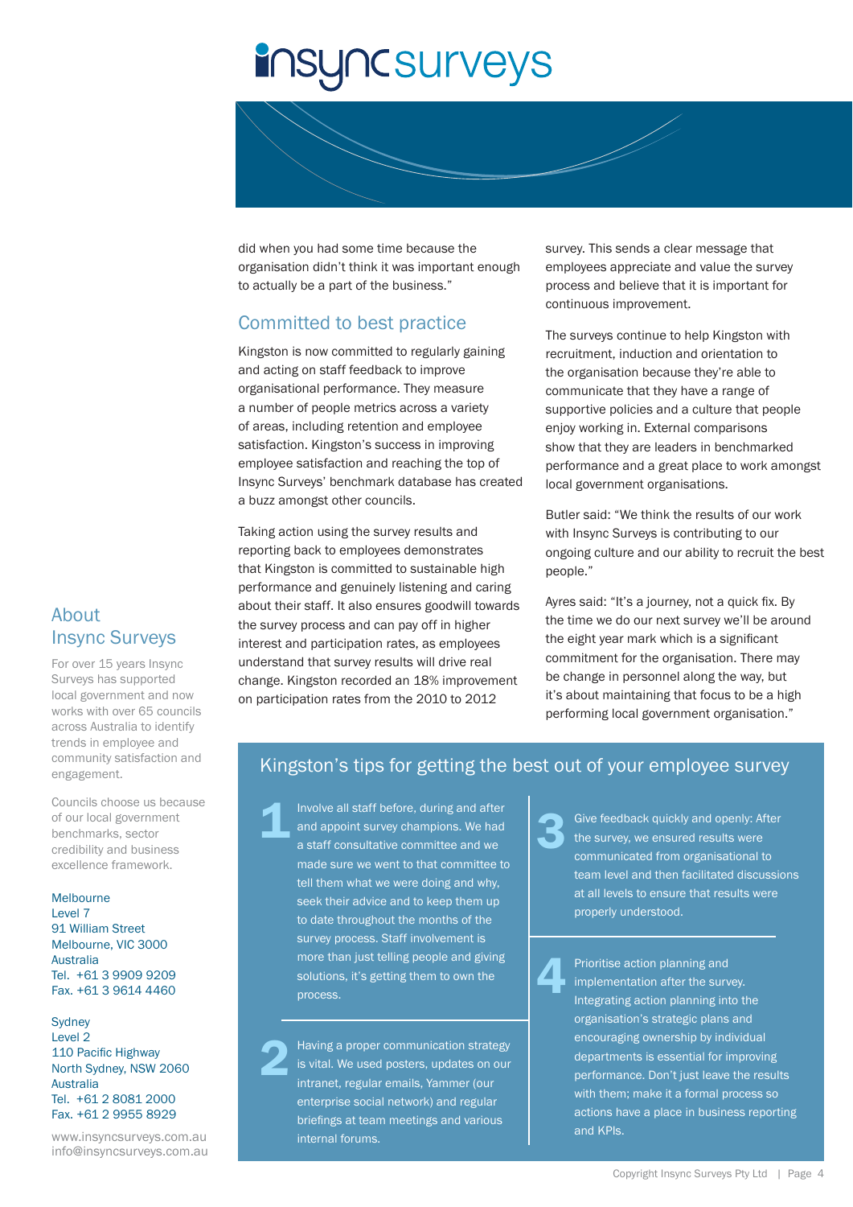did when you had some time because the organisation didn't think it was important enough to actually be a part of the business."

## Committed to best practice

Kingston is now committed to regularly gaining and acting on staff feedback to improve organisational performance. They measure a number of people metrics across a variety of areas, including retention and employee satisfaction. Kingston's success in improving employee satisfaction and reaching the top of Insync Surveys' benchmark database has created a buzz amongst other councils.

Taking action using the survey results and reporting back to employees demonstrates that Kingston is committed to sustainable high performance and genuinely listening and caring about their staff. It also ensures goodwill towards the survey process and can pay off in higher interest and participation rates, as employees understand that survey results will drive real change. Kingston recorded an 18% improvement on participation rates from the 2010 to 2012 survey. This sends a clear message that employees appreciate and value the survey process and believe that it is important for continuous improvement.

The surveys continue to help Kingston with recruitment, induction and orientation to the organisation because they're able to communicate that they have a range of supportive policies and a culture that people enjoy working in. External comparisons show that they are leaders in benchmarked performance and a great place to work amongst local government organisations.

Butler said: "We think the results of our work with Insync Surveys is contributing to our ongoing culture and our ability to recruit the best people."

Ayres said: "It's a journey, not a quick fix. By the time we do our next survey we'll be around the eight year mark which is a significant commitment for the organisation. There may be change in personnel along the way, but it's about maintaining that focus to be a high performing local government organisation."

## Kingston's tips for getting the best out of your employee survey

1. Involve all staff before, during and after and appoint survey champions. We had a staff consultative committee and we made sure we went to that committee to tell them what we were doing and why, seek their advice and to keep them up to date throughout the months of the survey process. Staff involvement is more than just telling people and giving solutions, it's getting them to own the process.

2. Having a proper communication strategy is vital. We used posters, updates on our intranet, regular emails, Yammer (our enterprise social network) and regular briefings at team meetings and various internal forums.

3. Give feedback quickly and openly: After the survey, we ensured results were communicated from organisational to team level and then facilitated discussions at all levels to ensure that results were properly understood.

4. Prioritise action planning and implementation after the survey. Integrating action planning into the organisation's strategic plans and encouraging ownership by individual departments is essential for improving performance. Don't just leave the results with them; make it a formal process so actions have a place in business reporting and KPIs.

## About Insync Surveys

For over 15 years Insync Surveys has supported local government and now works with over 65 councils across Australia to identify trends in employee and community satisfaction and engagement.

Councils choose us because of our local government benchmarks, sector credibility and business excellence framework.

Melbourne
Level 7
91 William Street
Melbourne, VIC 3000
Australia
Tel. +61 3 9909 9209
Fax. +61 3 9614 4460

Sydney
Level 2
110 Pacific Highway
North Sydney, NSW 2060
Australia
Tel. +61 2 8081 2000
Fax. +61 2 9955 8929

www.insyncsurveys.com.au
info@insyncsurveys.com.au

Copyright Insync Surveys Pty Ltd